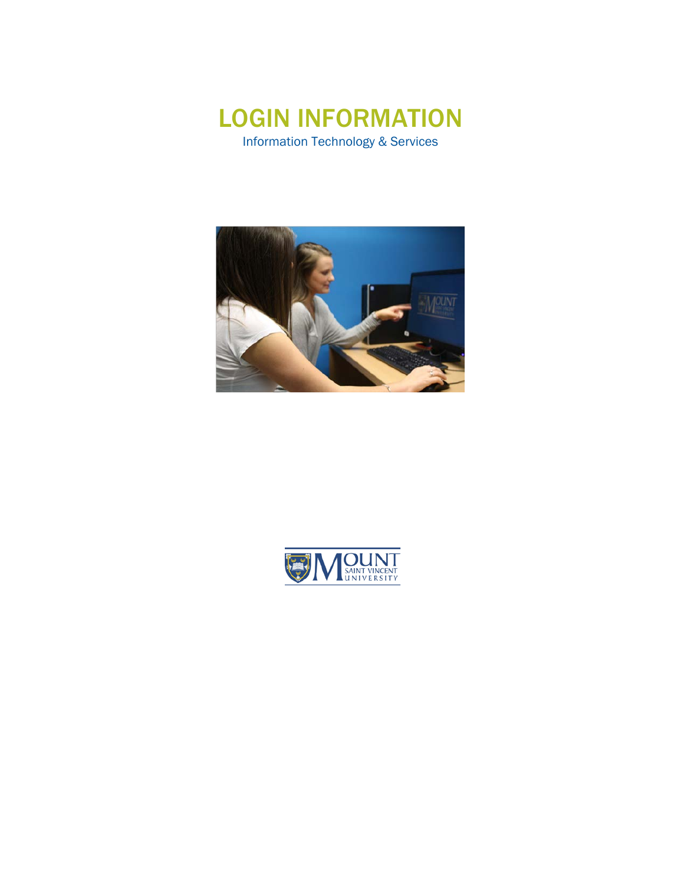# LOGIN INFORMATION

Information Technology & Services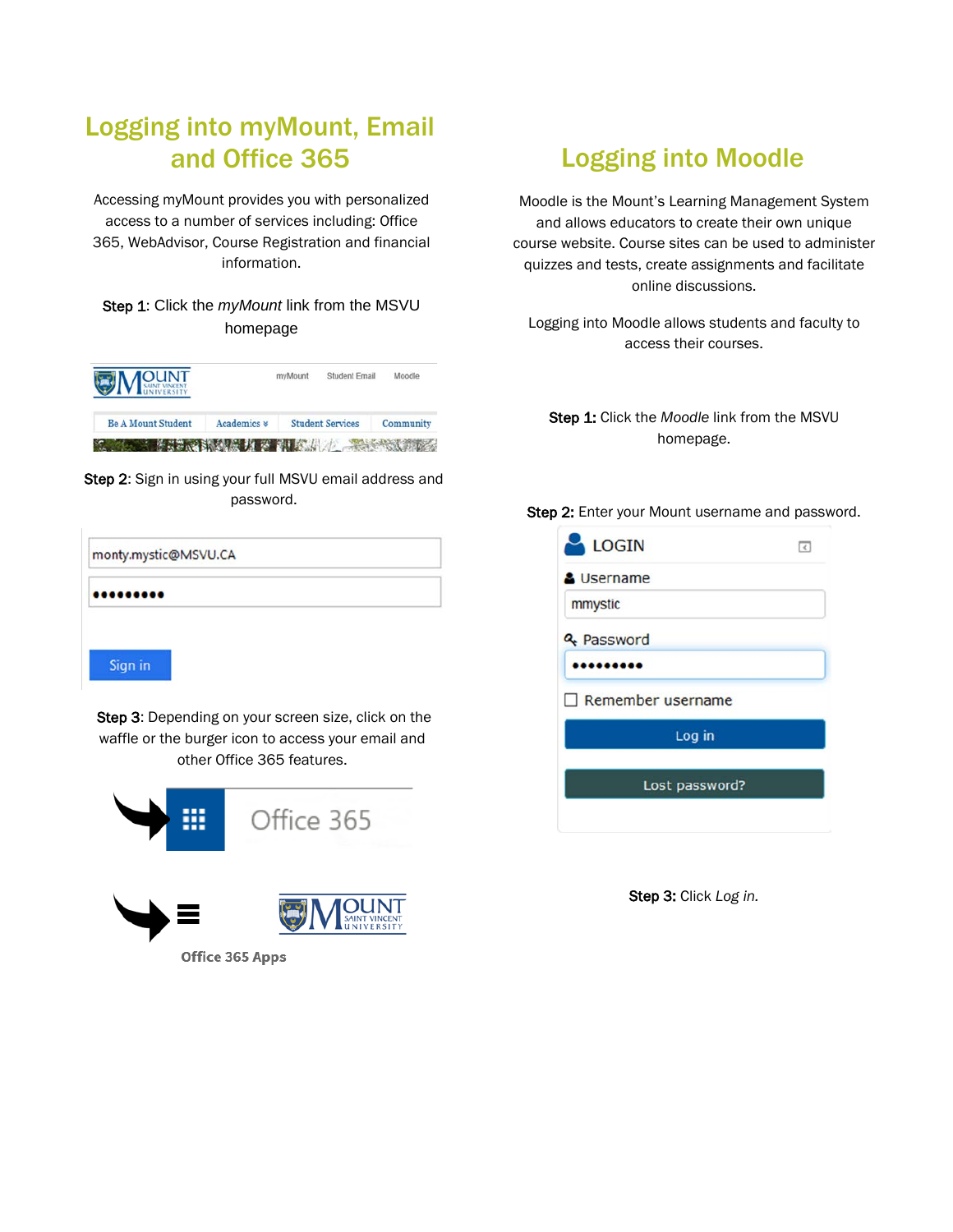## Logging into myMount, Email and Office 365

Accessing myMount provides you with personalized access to a number of services including: Office 365, WebAdvisor, Course Registration and financial information.

**Step 1**: Click the *myMount* link from the MSVU homepage

**Step 2**: Sign in using your full MSVU email address and password.

**Step 3**: Depending on your screen size, click on the waffle or the burger icon to access your email and other Office 365 features.

## Logging into Moodle

Moodle is the Mount's Learning Management System and allows educators to create their own unique course website. Course sites can be used to administer quizzes and tests, create assignments and facilitate online discussions.

Logging into Moodle allows students and faculty to access their courses.

**Step 1:** Click the *Moodle* link from the MSVU homepage.

**Step 2:** Enter your Mount username and password.

**Step 3:** Click *Log in.*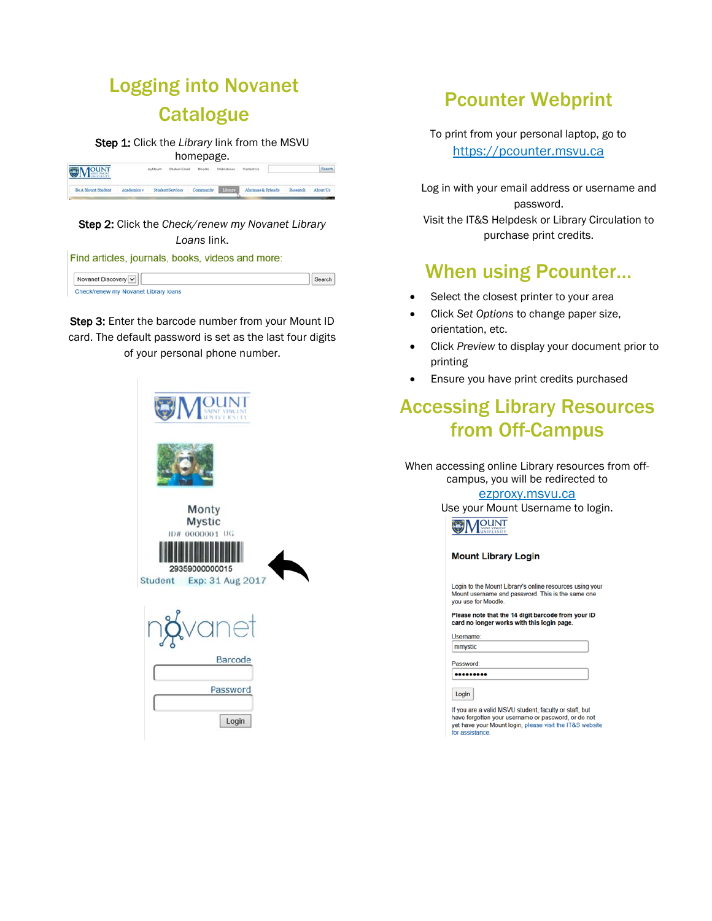## Logging into Novanet Catalogue

**Step 1:** Click the *Library* link from the MSVU homepage.

**Step 2:** Click the *Check/renew my Novanet Library Loans* link.

**Step 3:** Enter the barcode number from your Mount ID card. The default password is set as the last four digits of your personal phone number.

## Pcounter Webprint

To print from your personal laptop, go to [https://pcounter.msvu.ca](https://pcounter.msvu.ca)

Log in with your email address or username and password.

Visit the IT&S Helpdesk or Library Circulation to purchase print credits.

## When using Pcounter…

- Select the closest printer to your area
- Click *Set Options* to change paper size, orientation, etc.
- Click *Preview* to display your document prior to printing
- Ensure you have print credits purchased

## Accessing Library Resources from Off-Campus

When accessing online Library resources from off-campus, you will be redirected to [ezproxy.msvu.ca](ezproxy.msvu.ca)

Use your Mount Username to login.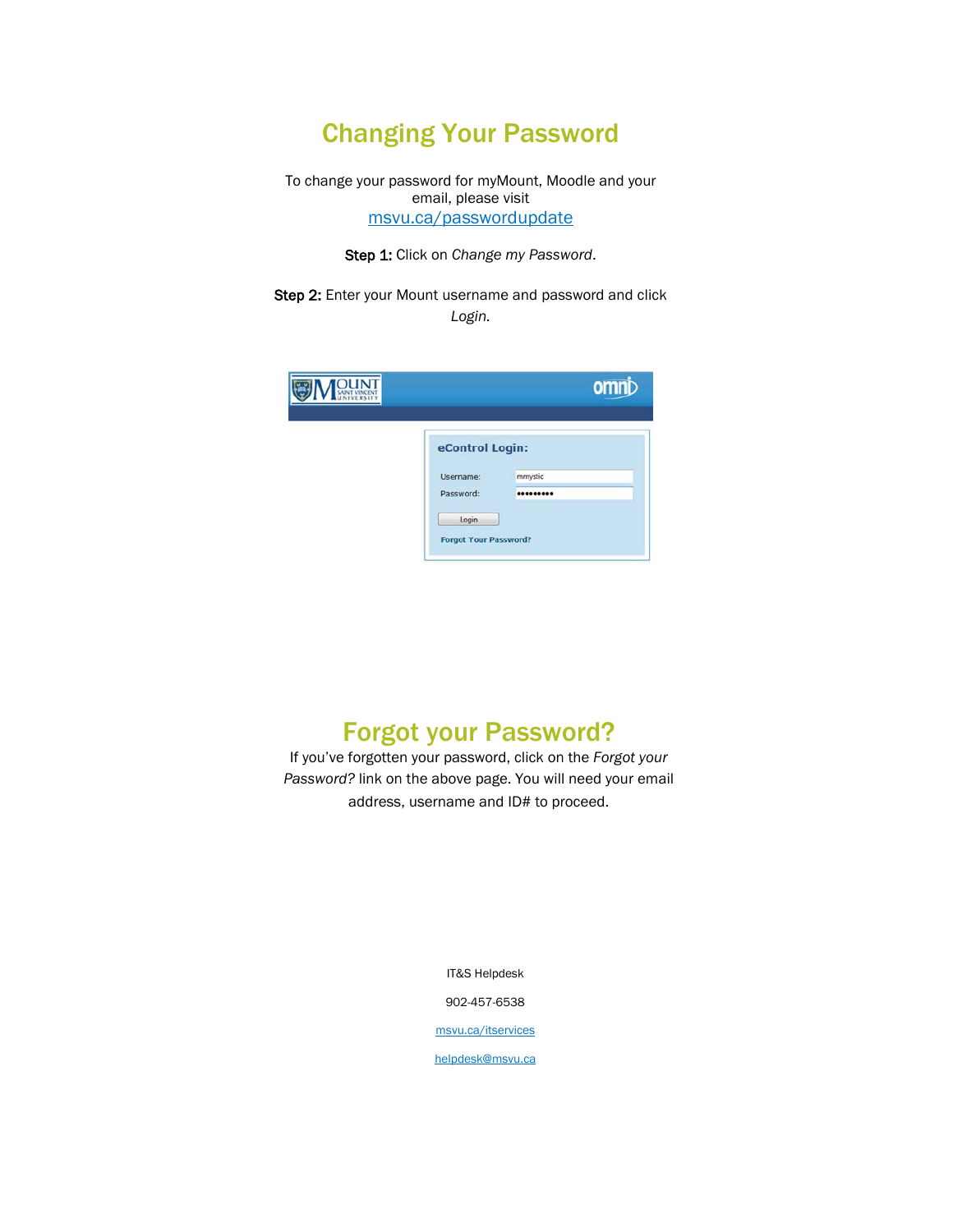# Changing Your Password

To change your password for myMount, Moodle and your email, please visit
[msvu.ca/passwordupdate](msvu.ca/passwordupdate)

**Step 1:** Click on *Change my Password*.

**Step 2:** Enter your Mount username and password and click *Login*.

# Forgot your Password?

If you've forgotten your password, click on the *Forgot your Password?* link on the above page. You will need your email address, username and ID# to proceed.

IT&S Helpdesk

902-457-6538

[msvu.ca/itservices](msvu.ca/itservices)

[helpdesk@msvu.ca](mailto:helpdesk@msvu.ca)